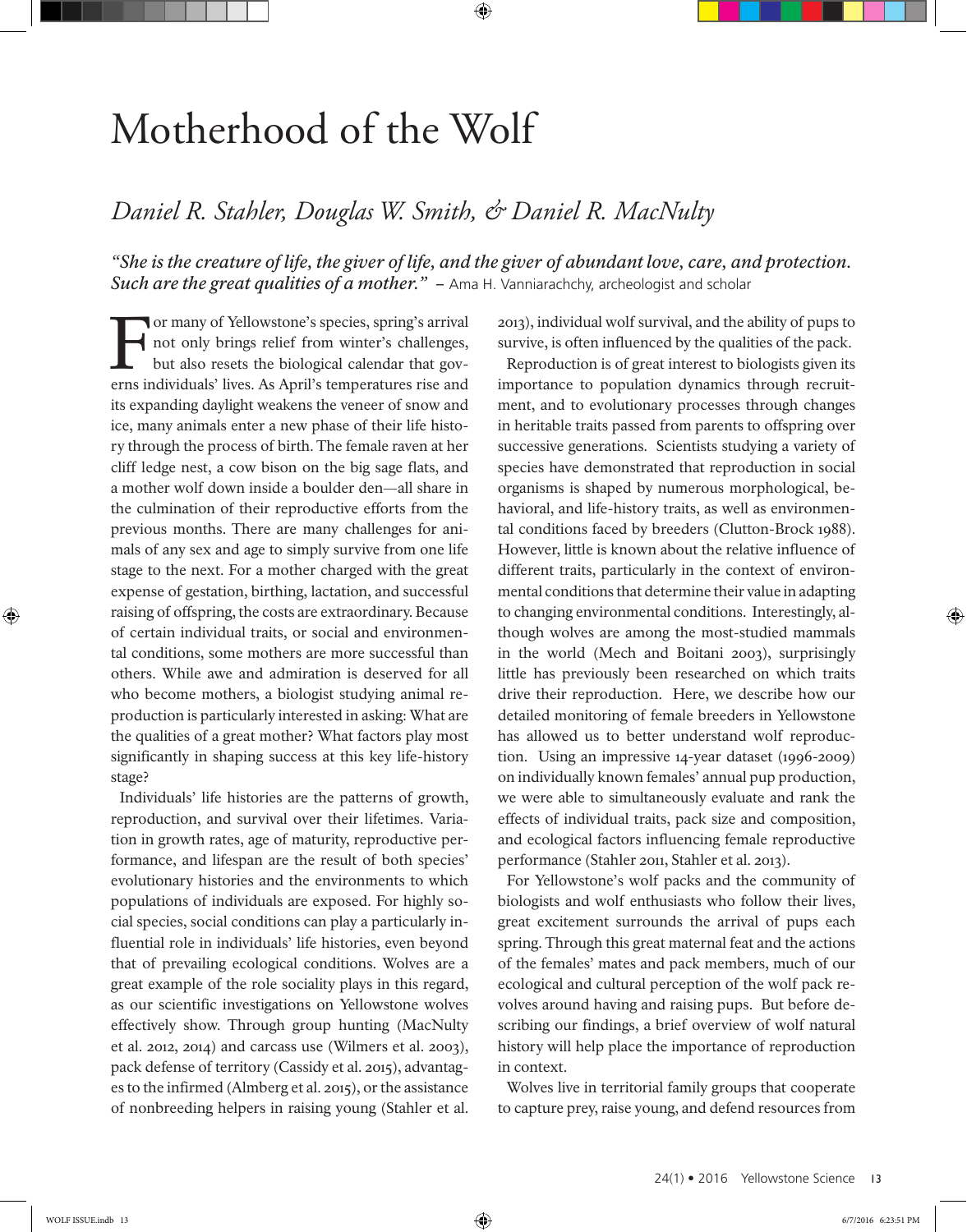# Motherhood of the Wolf

## *Daniel R. Stahler, Douglas W. Smith, & Daniel R. MacNulty*

*"She is the creature of life, the giver of life, and the giver of abundant love, care, and protection. Such are the great qualities of a mother."* – Ama H. Vanniarachchy, archeologist and scholar

For many of Yellowstone's species, spring's arrival not only brings relief from winter's challenges, but also resets the biological calendar that governs individuals' lives. As April's temperatures rise and its expanding daylight weakens the veneer of snow and ice, many animals enter a new phase of their life history through the process of birth. The female raven at her cliff ledge nest, a cow bison on the big sage flats, and a mother wolf down inside a boulder den—all share in the culmination of their reproductive efforts from the previous months. There are many challenges for animals of any sex and age to simply survive from one life stage to the next. For a mother charged with the great expense of gestation, birthing, lactation, and successful raising of offspring, the costs are extraordinary. Because of certain individual traits, or social and environmental conditions, some mothers are more successful than others. While awe and admiration is deserved for all who become mothers, a biologist studying animal reproduction is particularly interested in asking: What are the qualities of a great mother? What factors play most significantly in shaping success at this key life-history stage?

Individuals' life histories are the patterns of growth, reproduction, and survival over their lifetimes. Variation in growth rates, age of maturity, reproductive performance, and lifespan are the result of both species' evolutionary histories and the environments to which populations of individuals are exposed. For highly social species, social conditions can play a particularly influential role in individuals' life histories, even beyond that of prevailing ecological conditions. Wolves are a great example of the role sociality plays in this regard, as our scientific investigations on Yellowstone wolves effectively show. Through group hunting (MacNulty et al. 2012, 2014) and carcass use (Wilmers et al. 2003), pack defense of territory (Cassidy et al. 2015), advantages to the infirmed (Almberg et al. 2015), or the assistance of nonbreeding helpers in raising young (Stahler et al. 2013), individual wolf survival, and the ability of pups to survive, is often influenced by the qualities of the pack.

Reproduction is of great interest to biologists given its importance to population dynamics through recruitment, and to evolutionary processes through changes in heritable traits passed from parents to offspring over successive generations. Scientists studying a variety of species have demonstrated that reproduction in social organisms is shaped by numerous morphological, behavioral, and life-history traits, as well as environmental conditions faced by breeders (Clutton-Brock 1988). However, little is known about the relative influence of different traits, particularly in the context of environmental conditions that determine their value in adapting to changing environmental conditions. Interestingly, although wolves are among the most-studied mammals in the world (Mech and Boitani 2003), surprisingly little has previously been researched on which traits drive their reproduction. Here, we describe how our detailed monitoring of female breeders in Yellowstone has allowed us to better understand wolf reproduction. Using an impressive 14-year dataset (1996-2009) on individually known females' annual pup production, we were able to simultaneously evaluate and rank the effects of individual traits, pack size and composition, and ecological factors influencing female reproductive performance (Stahler 2011, Stahler et al. 2013).

For Yellowstone's wolf packs and the community of biologists and wolf enthusiasts who follow their lives, great excitement surrounds the arrival of pups each spring. Through this great maternal feat and the actions of the females' mates and pack members, much of our ecological and cultural perception of the wolf pack revolves around having and raising pups. But before describing our findings, a brief overview of wolf natural history will help place the importance of reproduction in context.

Wolves live in territorial family groups that cooperate to capture prey, raise young, and defend resources from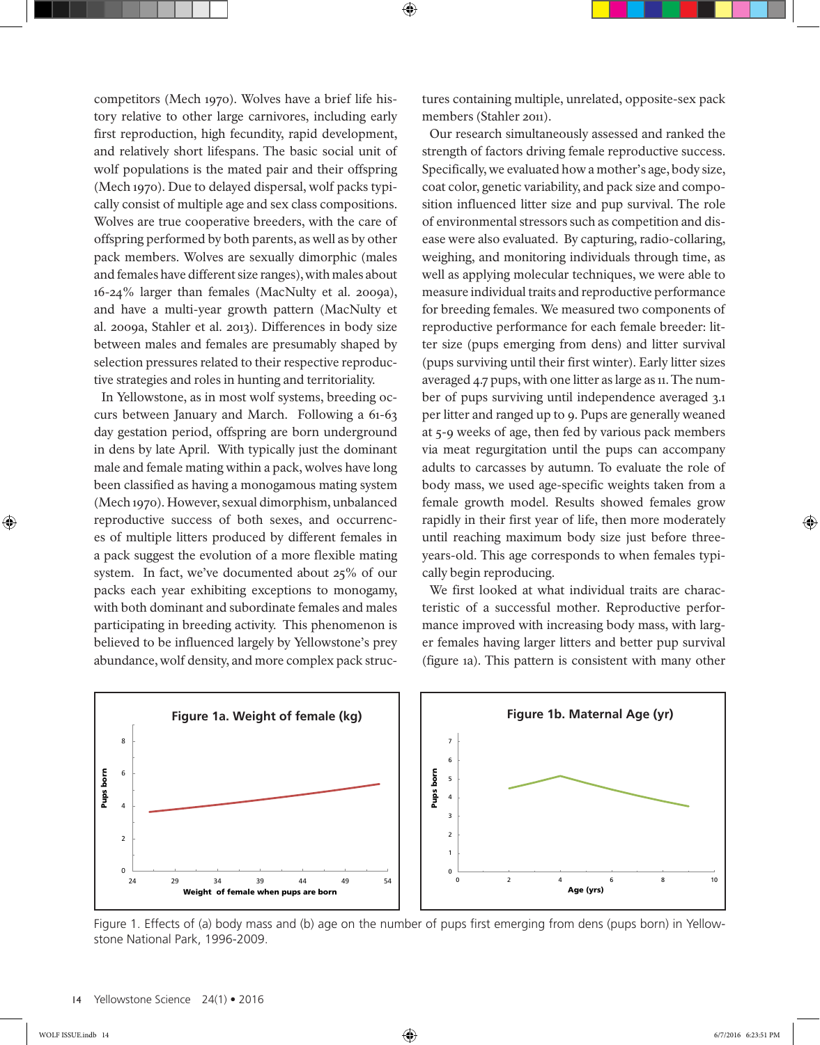competitors (Mech 1970). Wolves have a brief life history relative to other large carnivores, including early first reproduction, high fecundity, rapid development, and relatively short lifespans. The basic social unit of wolf populations is the mated pair and their offspring (Mech 1970). Due to delayed dispersal, wolf packs typically consist of multiple age and sex class compositions. Wolves are true cooperative breeders, with the care of offspring performed by both parents, as well as by other pack members. Wolves are sexually dimorphic (males and females have different size ranges), with males about 16-24% larger than females (MacNulty et al. 2009a), and have a multi-year growth pattern (MacNulty et al. 2009a, Stahler et al. 2013). Differences in body size between males and females are presumably shaped by selection pressures related to their respective reproductive strategies and roles in hunting and territoriality.

In Yellowstone, as in most wolf systems, breeding occurs between January and March. Following a 61-63 day gestation period, offspring are born underground in dens by late April. With typically just the dominant male and female mating within a pack, wolves have long been classified as having a monogamous mating system (Mech 1970). However, sexual dimorphism, unbalanced reproductive success of both sexes, and occurrences of multiple litters produced by different females in a pack suggest the evolution of a more flexible mating system. In fact, we've documented about 25% of our packs each year exhibiting exceptions to monogamy, with both dominant and subordinate females and males participating in breeding activity. This phenomenon is believed to be influenced largely by Yellowstone's prey abundance, wolf density, and more complex pack structures containing multiple, unrelated, opposite-sex pack members (Stahler 2011).

Our research simultaneously assessed and ranked the strength of factors driving female reproductive success. Specifically, we evaluated how a mother's age, body size, coat color, genetic variability, and pack size and composition influenced litter size and pup survival. The role of environmental stressors such as competition and disease were also evaluated. By capturing, radio-collaring, weighing, and monitoring individuals through time, as well as applying molecular techniques, we were able to measure individual traits and reproductive performance for breeding females. We measured two components of reproductive performance for each female breeder: litter size (pups emerging from dens) and litter survival (pups surviving until their first winter). Early litter sizes averaged 4.7 pups, with one litter as large as 11. The number of pups surviving until independence averaged 3.1 per litter and ranged up to 9. Pups are generally weaned at 5-9 weeks of age, then fed by various pack members via meat regurgitation until the pups can accompany adults to carcasses by autumn. To evaluate the role of body mass, we used age-specific weights taken from a female growth model. Results showed females grow rapidly in their first year of life, then more moderately until reaching maximum body size just before three-years-old. This age corresponds to when females typically begin reproducing.

We first looked at what individual traits are characteristic of a successful mother. Reproductive performance improved with increasing body mass, with larger females having larger litters and better pup survival (figure 1a). This pattern is consistent with many other

Figure 1. Effects of (a) body mass and (b) age on the number of pups first emerging from dens (pups born) in Yellowstone National Park, 1996-2009.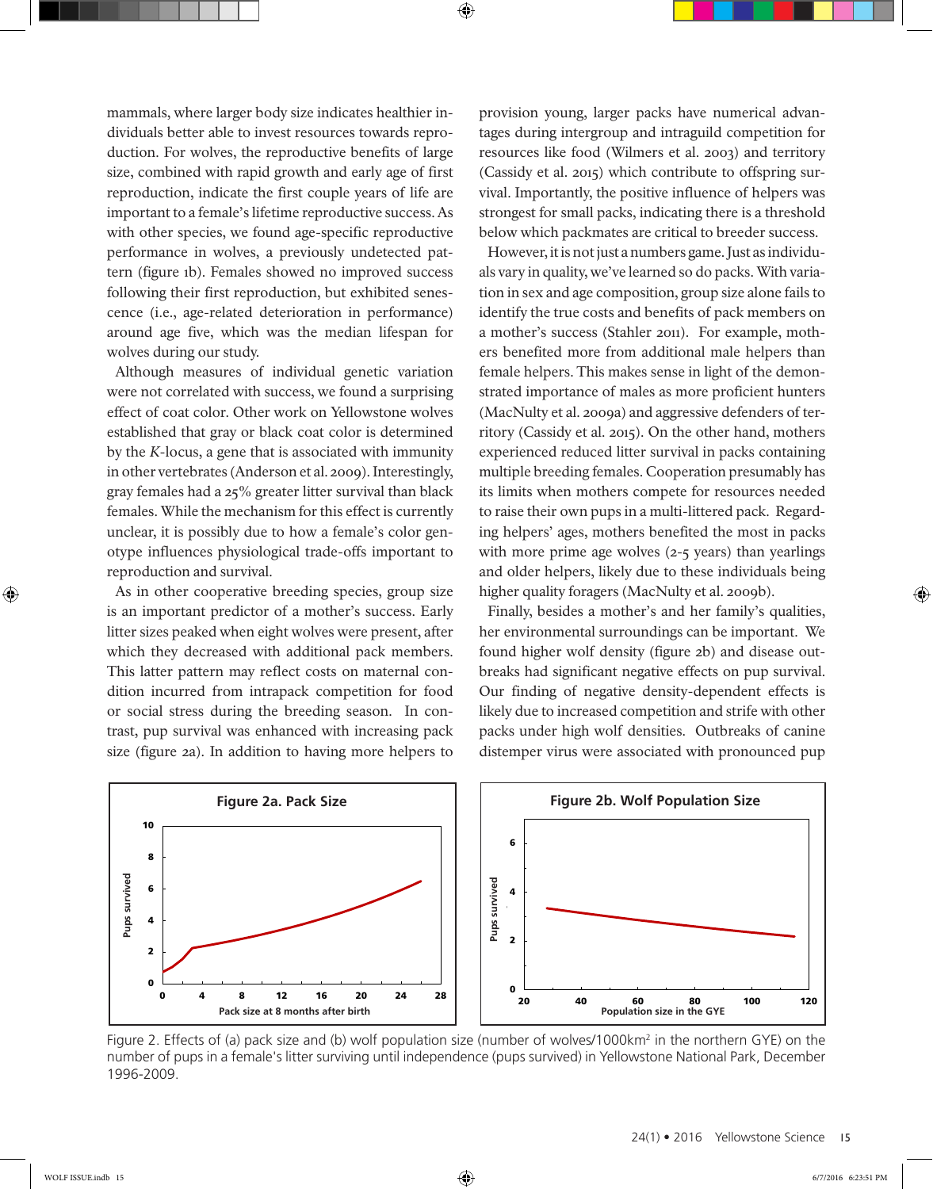mammals, where larger body size indicates healthier individuals better able to invest resources towards reproduction. For wolves, the reproductive benefits of large size, combined with rapid growth and early age of first reproduction, indicate the first couple years of life are important to a female's lifetime reproductive success. As with other species, we found age-specific reproductive performance in wolves, a previously undetected pattern (figure 1b). Females showed no improved success following their first reproduction, but exhibited senescence (i.e., age-related deterioration in performance) around age five, which was the median lifespan for wolves during our study.

Although measures of individual genetic variation were not correlated with success, we found a surprising effect of coat color. Other work on Yellowstone wolves established that gray or black coat color is determined by the *K*-locus, a gene that is associated with immunity in other vertebrates (Anderson et al. 2009). Interestingly, gray females had a 25% greater litter survival than black females. While the mechanism for this effect is currently unclear, it is possibly due to how a female's color genotype influences physiological trade-offs important to reproduction and survival.

As in other cooperative breeding species, group size is an important predictor of a mother's success. Early litter sizes peaked when eight wolves were present, after which they decreased with additional pack members. This latter pattern may reflect costs on maternal condition incurred from intrapack competition for food or social stress during the breeding season. In contrast, pup survival was enhanced with increasing pack size (figure 2a). In addition to having more helpers to provision young, larger packs have numerical advantages during intergroup and intraguild competition for resources like food (Wilmers et al. 2003) and territory (Cassidy et al. 2015) which contribute to offspring survival. Importantly, the positive influence of helpers was strongest for small packs, indicating there is a threshold below which packmates are critical to breeder success.

However, it is not just a numbers game. Just as individuals vary in quality, we've learned so do packs. With variation in sex and age composition, group size alone fails to identify the true costs and benefits of pack members on a mother's success (Stahler 2011). For example, mothers benefited more from additional male helpers than female helpers. This makes sense in light of the demonstrated importance of males as more proficient hunters (MacNulty et al. 2009a) and aggressive defenders of territory (Cassidy et al. 2015). On the other hand, mothers experienced reduced litter survival in packs containing multiple breeding females. Cooperation presumably has its limits when mothers compete for resources needed to raise their own pups in a multi-littered pack. Regarding helpers' ages, mothers benefited the most in packs with more prime age wolves (2-5 years) than yearlings and older helpers, likely due to these individuals being higher quality foragers (MacNulty et al. 2009b).

Finally, besides a mother's and her family's qualities, her environmental surroundings can be important. We found higher wolf density (figure 2b) and disease outbreaks had significant negative effects on pup survival. Our finding of negative density-dependent effects is likely due to increased competition and strife with other packs under high wolf densities. Outbreaks of canine distemper virus were associated with pronounced pup

**Figure 2a. Pack Size**

**Figure 2b. Wolf Population Size**

Figure 2. Effects of (a) pack size and (b) wolf population size (number of wolves/1000km[2] in the northern GYE) on the number of pups in a female's litter surviving until independence (pups survived) in Yellowstone National Park, December 1996-2009.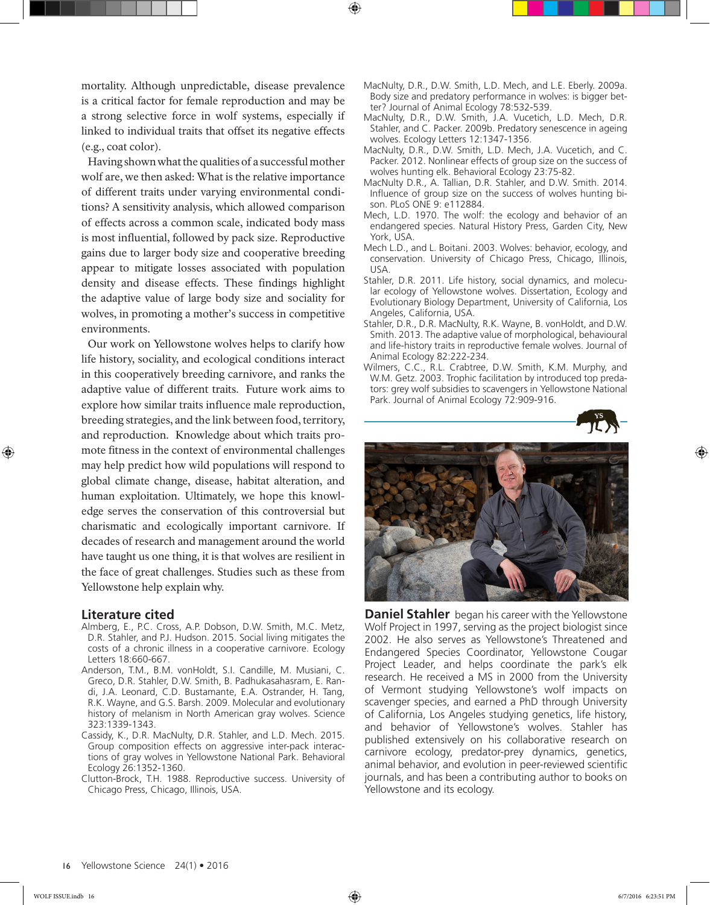mortality. Although unpredictable, disease prevalence is a critical factor for female reproduction and may be a strong selective force in wolf systems, especially if linked to individual traits that offset its negative effects (e.g., coat color).

Having shown what the qualities of a successful mother wolf are, we then asked: What is the relative importance of different traits under varying environmental conditions? A sensitivity analysis, which allowed comparison of effects across a common scale, indicated body mass is most influential, followed by pack size. Reproductive gains due to larger body size and cooperative breeding appear to mitigate losses associated with population density and disease effects. These findings highlight the adaptive value of large body size and sociality for wolves, in promoting a mother's success in competitive environments.

Our work on Yellowstone wolves helps to clarify how life history, sociality, and ecological conditions interact in this cooperatively breeding carnivore, and ranks the adaptive value of different traits. Future work aims to explore how similar traits influence male reproduction, breeding strategies, and the link between food, territory, and reproduction. Knowledge about which traits promote fitness in the context of environmental challenges may help predict how wild populations will respond to global climate change, disease, habitat alteration, and human exploitation. Ultimately, we hope this knowledge serves the conservation of this controversial but charismatic and ecologically important carnivore. If decades of research and management around the world have taught us one thing, it is that wolves are resilient in the face of great challenges. Studies such as these from Yellowstone help explain why.

## Literature cited

Almberg, E., P.C. Cross, A.P. Dobson, D.W. Smith, M.C. Metz, D.R. Stahler, and P.J. Hudson. 2015. Social living mitigates the costs of a chronic illness in a cooperative carnivore. Ecology Letters 18:660-667.

Anderson, T.M., B.M. vonHoldt, S.I. Candille, M. Musiani, C. Greco, D.R. Stahler, D.W. Smith, B. Padhukasahasram, E. Randi, J.A. Leonard, C.D. Bustamante, E.A. Ostrander, H. Tang, R.K. Wayne, and G.S. Barsh. 2009. Molecular and evolutionary history of melanism in North American gray wolves. Science 323:1339-1343.

Cassidy, K., D.R. MacNulty, D.R. Stahler, and L.D. Mech. 2015. Group composition effects on aggressive inter-pack interactions of gray wolves in Yellowstone National Park. Behavioral Ecology 26:1352-1360.

Clutton-Brock, T.H. 1988. Reproductive success. University of Chicago Press, Chicago, Illinois, USA.

MacNulty, D.R., D.W. Smith, L.D. Mech, and L.E. Eberly. 2009a. Body size and predatory performance in wolves: is bigger better? Journal of Animal Ecology 78:532-539.

MacNulty, D.R., D.W. Smith, J.A. Vucetich, L.D. Mech, D.R. Stahler, and C. Packer. 2009b. Predatory senescence in ageing wolves. Ecology Letters 12:1347-1356.

MacNulty, D.R., D.W. Smith, L.D. Mech, J.A. Vucetich, and C. Packer. 2012. Nonlinear effects of group size on the success of wolves hunting elk. Behavioral Ecology 23:75-82.

MacNulty D.R., A. Tallian, D.R. Stahler, and D.W. Smith. 2014. Influence of group size on the success of wolves hunting bison. PLoS ONE 9: e112884.

Mech, L.D. 1970. The wolf: the ecology and behavior of an endangered species. Natural History Press, Garden City, New York, USA.

Mech L.D., and L. Boitani. 2003. Wolves: behavior, ecology, and conservation. University of Chicago Press, Chicago, Illinois, USA.

Stahler, D.R. 2011. Life history, social dynamics, and molecular ecology of Yellowstone wolves. Dissertation, Ecology and Evolutionary Biology Department, University of California, Los Angeles, California, USA.

Stahler, D.R., D.R. MacNulty, R.K. Wayne, B. vonHoldt, and D.W. Smith. 2013. The adaptive value of morphological, behavioural and life-history traits in reproductive female wolves. Journal of Animal Ecology 82:222-234.

Wilmers, C.C., R.L. Crabtree, D.W. Smith, K.M. Murphy, and W.M. Getz. 2003. Trophic facilitation by introduced top predators: grey wolf subsidies to scavengers in Yellowstone National Park. Journal of Animal Ecology 72:909-916.

**Daniel Stahler** began his career with the Yellowstone Wolf Project in 1997, serving as the project biologist since 2002. He also serves as Yellowstone's Threatened and Endangered Species Coordinator, Yellowstone Cougar Project Leader, and helps coordinate the park's elk research. He received a MS in 2000 from the University of Vermont studying Yellowstone's wolf impacts on scavenger species, and earned a PhD through University of California, Los Angeles studying genetics, life history, and behavior of Yellowstone's wolves. Stahler has published extensively on his collaborative research on carnivore ecology, predator-prey dynamics, genetics, animal behavior, and evolution in peer-reviewed scientific journals, and has been a contributing author to books on Yellowstone and its ecology.